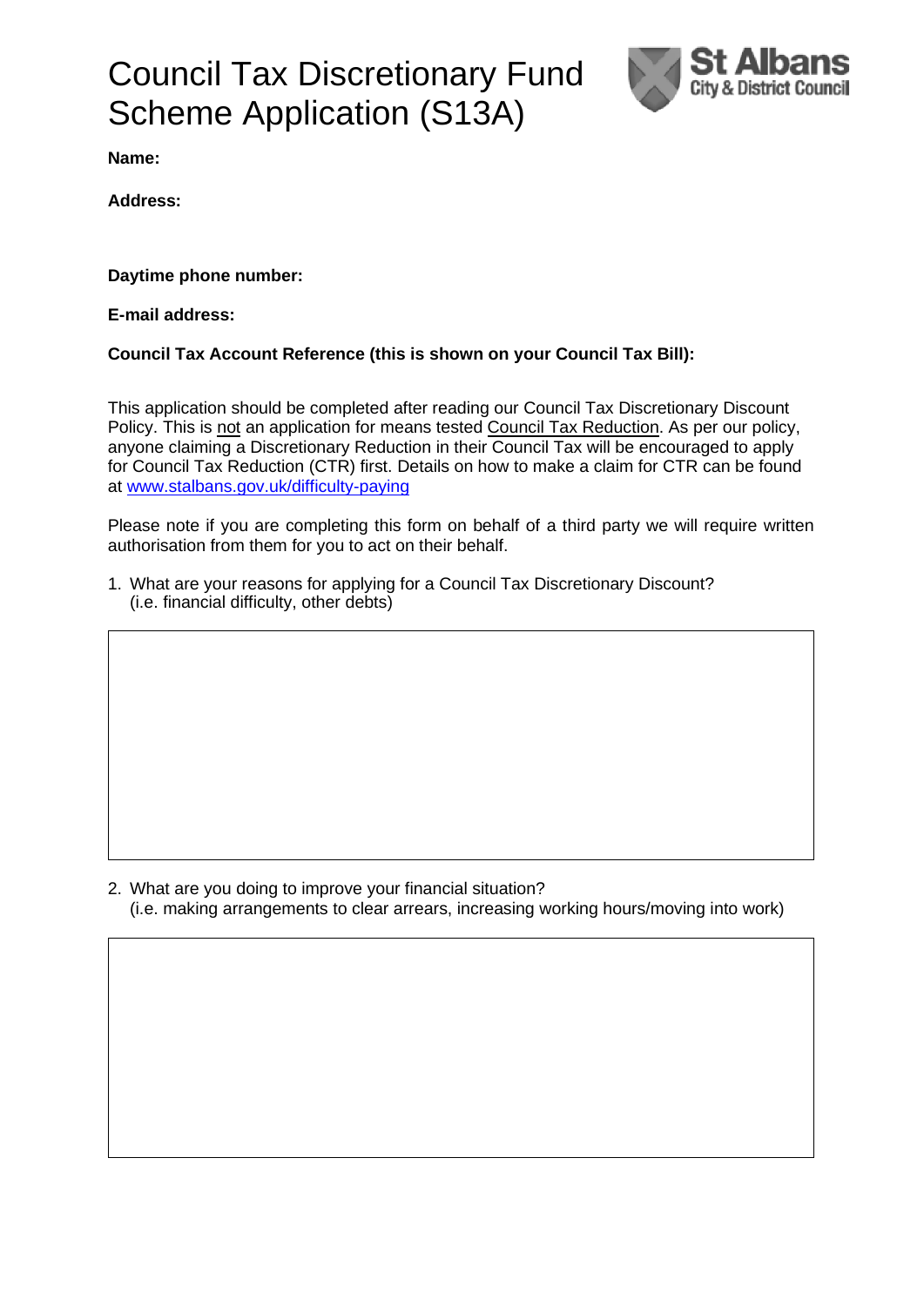# Council Tax Discretionary Fund Scheme Application (S13A)

St Albans City & District Council

**Name:**

**Address:**

**Daytime phone number:**

**E-mail address:**

**Council Tax Account Reference (this is shown on your Council Tax Bill):**

This application should be completed after reading our Council Tax Discretionary Discount Policy. This is not an application for means tested Council Tax Reduction. As per our policy, anyone claiming a Discretionary Reduction in their Council Tax will be encouraged to apply for Council Tax Reduction (CTR) first. Details on how to make a claim for CTR can be found at [www.stalbans.gov.uk/difficulty-paying](http://www.stalbans.gov.uk/difficulty-paying)

Please note if you are completing this form on behalf of a third party we will require written authorisation from them for you to act on their behalf.

1. What are your reasons for applying for a Council Tax Discretionary Discount? (i.e. financial difficulty, other debts)

| |
|---|
| |

2. What are you doing to improve your financial situation? (i.e. making arrangements to clear arrears, increasing working hours/moving into work)

| |
|---|
| |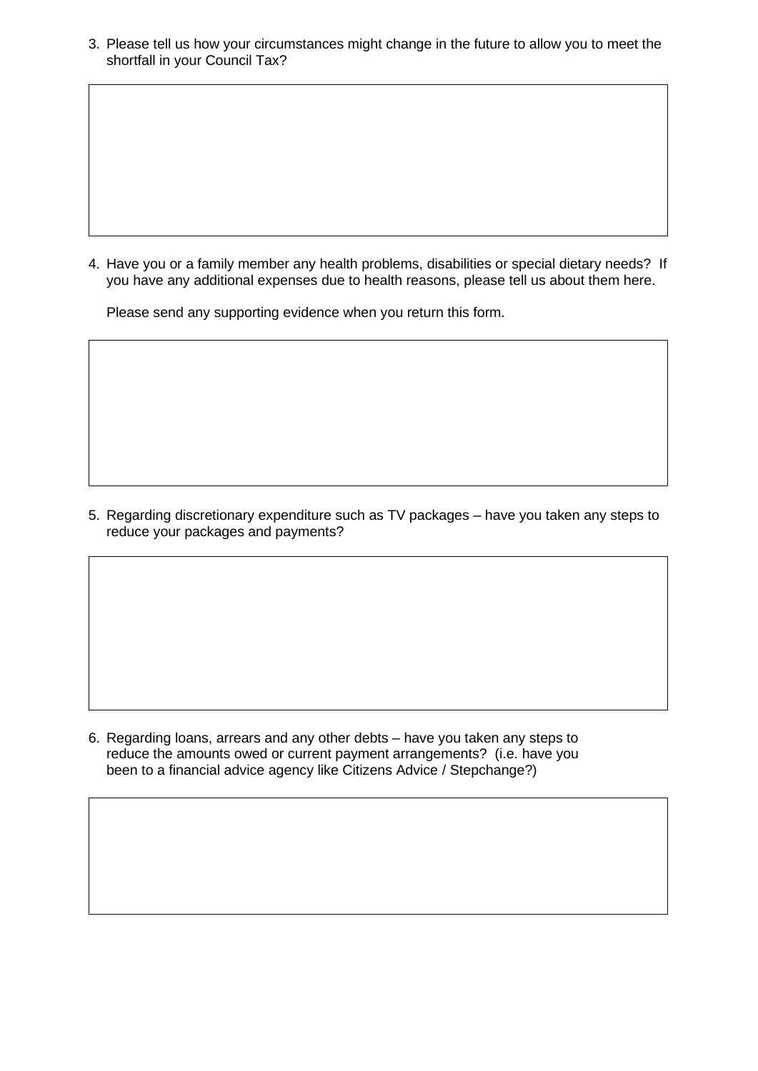3. Please tell us how your circumstances might change in the future to allow you to meet the shortfall in your Council Tax?

4. Have you or a family member any health problems, disabilities or special dietary needs? If you have any additional expenses due to health reasons, please tell us about them here.

   Please send any supporting evidence when you return this form.

5. Regarding discretionary expenditure such as TV packages – have you taken any steps to reduce your packages and payments?

6. Regarding loans, arrears and any other debts – have you taken any steps to reduce the amounts owed or current payment arrangements? (i.e. have you been to a financial advice agency like Citizens Advice / Stepchange?)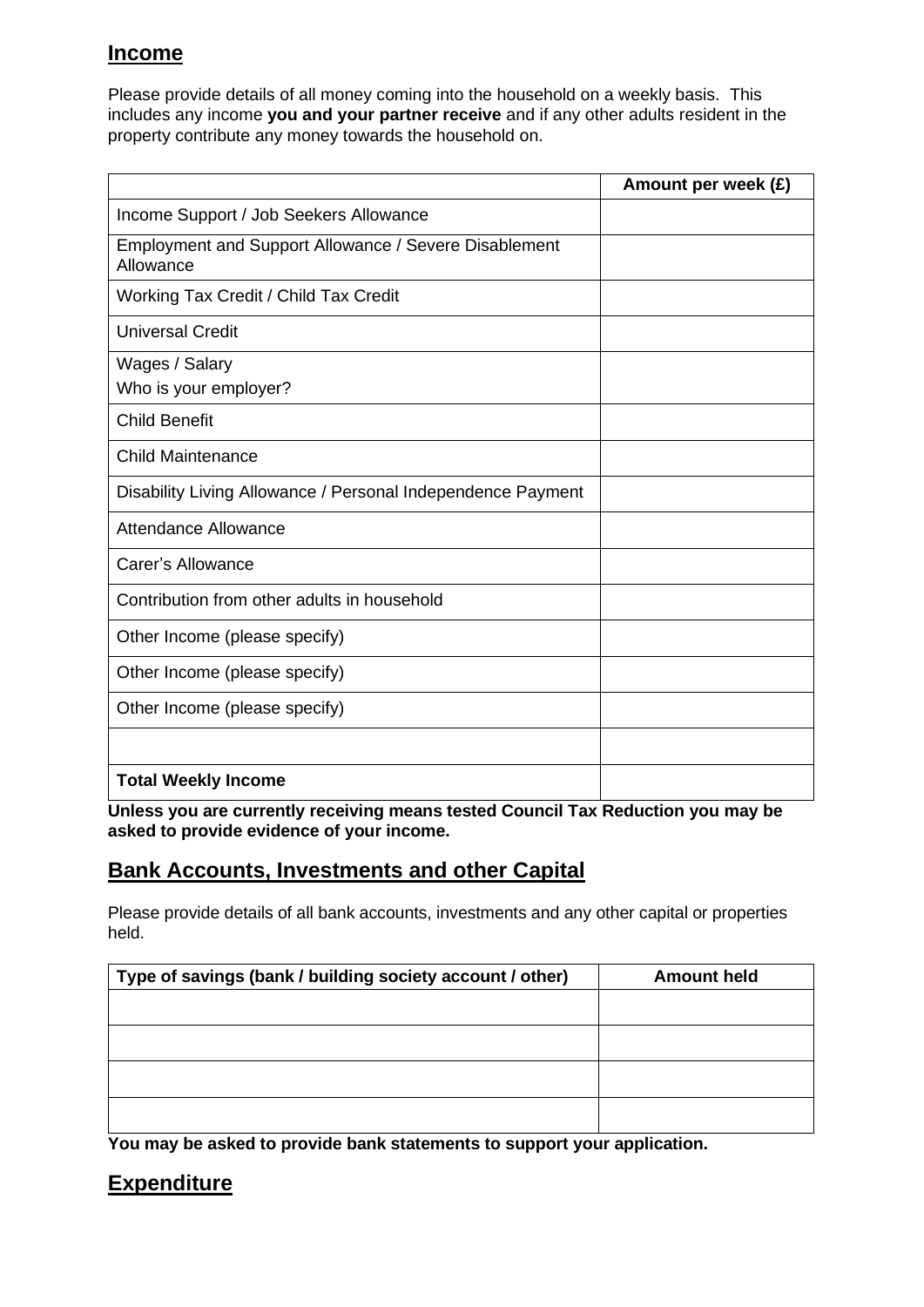## Income

Please provide details of all money coming into the household on a weekly basis. This includes any income **you and your partner receive** and if any other adults resident in the property contribute any money towards the household on.

| | Amount per week (£) |
|---|---|
| Income Support / Job Seekers Allowance | |
| Employment and Support Allowance / Severe Disablement Allowance | |
| Working Tax Credit / Child Tax Credit | |
| Universal Credit | |
| Wages / Salary<br>Who is your employer? | |
| Child Benefit | |
| Child Maintenance | |
| Disability Living Allowance / Personal Independence Payment | |
| Attendance Allowance | |
| Carer's Allowance | |
| Contribution from other adults in household | |
| Other Income (please specify) | |
| Other Income (please specify) | |
| Other Income (please specify) | |
| | |
| **Total Weekly Income** | |

**Unless you are currently receiving means tested Council Tax Reduction you may be asked to provide evidence of your income.**

## Bank Accounts, Investments and other Capital

Please provide details of all bank accounts, investments and any other capital or properties held.

| Type of savings (bank / building society account / other) | Amount held |
|---|---|
| | |
| | |
| | |
| | |

**You may be asked to provide bank statements to support your application.**

## Expenditure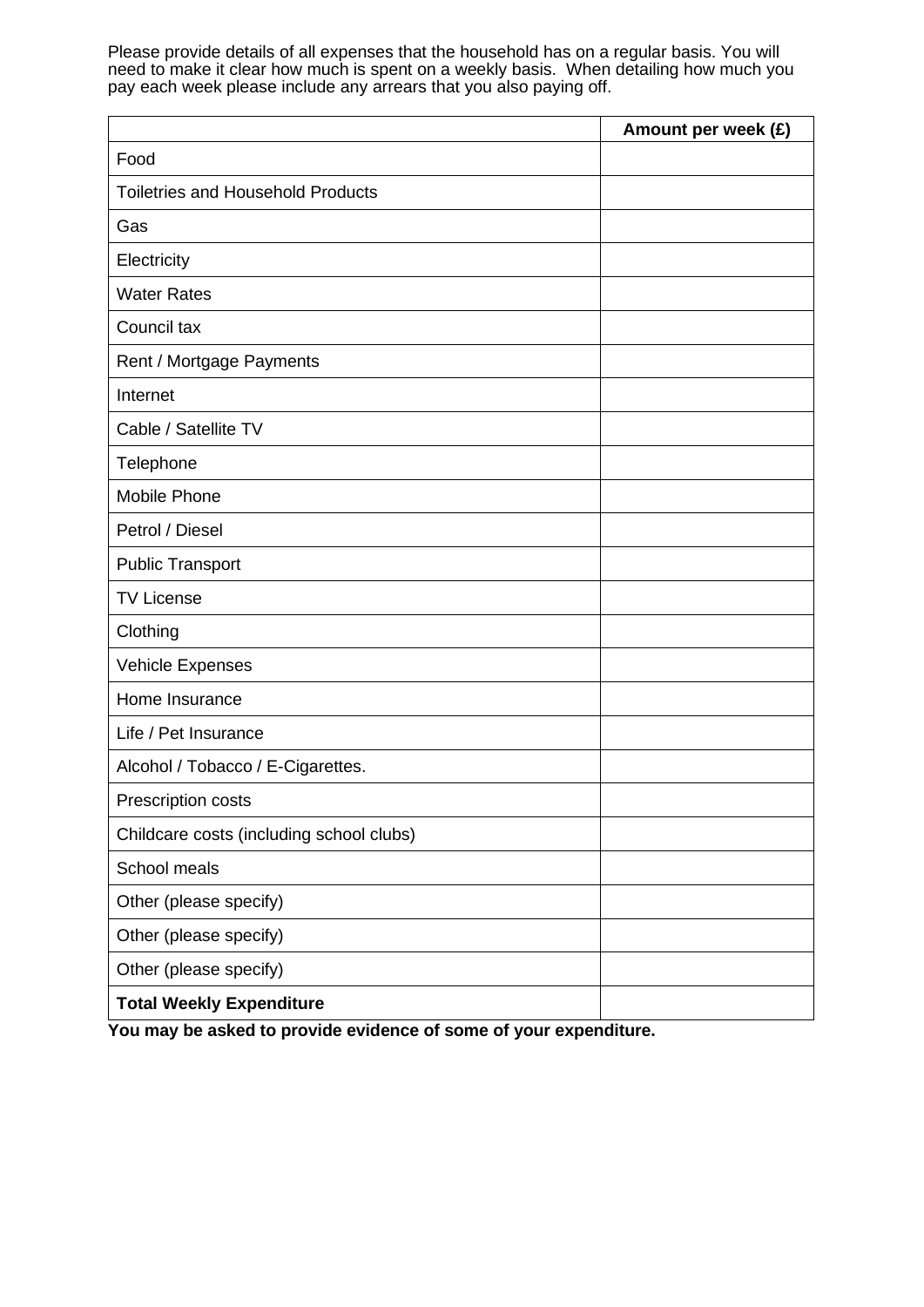Please provide details of all expenses that the household has on a regular basis. You will need to make it clear how much is spent on a weekly basis. When detailing how much you pay each week please include any arrears that you also paying off.

| | **Amount per week (£)** |
|---|---|
| Food | |
| Toiletries and Household Products | |
| Gas | |
| Electricity | |
| Water Rates | |
| Council tax | |
| Rent / Mortgage Payments | |
| Internet | |
| Cable / Satellite TV | |
| Telephone | |
| Mobile Phone | |
| Petrol / Diesel | |
| Public Transport | |
| TV License | |
| Clothing | |
| Vehicle Expenses | |
| Home Insurance | |
| Life / Pet Insurance | |
| Alcohol / Tobacco / E-Cigarettes. | |
| Prescription costs | |
| Childcare costs (including school clubs) | |
| School meals | |
| Other (please specify) | |
| Other (please specify) | |
| Other (please specify) | |
| **Total Weekly Expenditure** | |

**You may be asked to provide evidence of some of your expenditure.**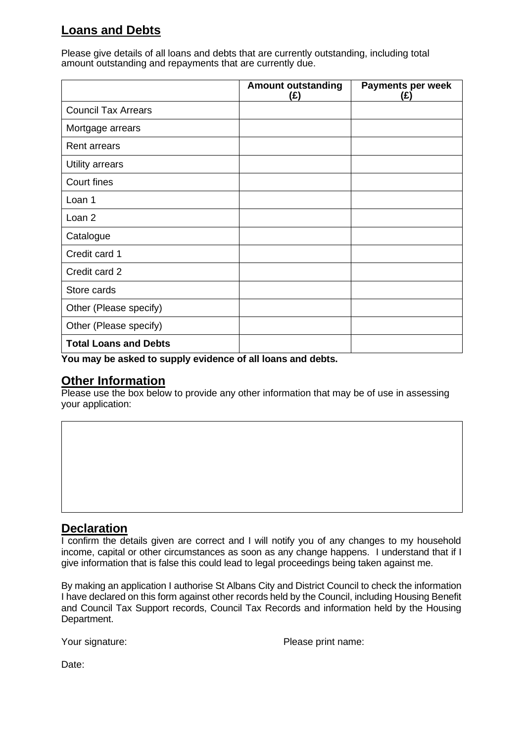## Loans and Debts

Please give details of all loans and debts that are currently outstanding, including total amount outstanding and repayments that are currently due.

| | Amount outstanding (£) | Payments per week (£) |
|---|---|---|
| Council Tax Arrears | | |
| Mortgage arrears | | |
| Rent arrears | | |
| Utility arrears | | |
| Court fines | | |
| Loan 1 | | |
| Loan 2 | | |
| Catalogue | | |
| Credit card 1 | | |
| Credit card 2 | | |
| Store cards | | |
| Other (Please specify) | | |
| Other (Please specify) | | |
| **Total Loans and Debts** | | |

**You may be asked to supply evidence of all loans and debts.**

## Other Information

Please use the box below to provide any other information that may be of use in assessing your application:

## Declaration

I confirm the details given are correct and I will notify you of any changes to my household income, capital or other circumstances as soon as any change happens. I understand that if I give information that is false this could lead to legal proceedings being taken against me.

By making an application I authorise St Albans City and District Council to check the information I have declared on this form against other records held by the Council, including Housing Benefit and Council Tax Support records, Council Tax Records and information held by the Housing Department.

Your signature: Please print name:

Date: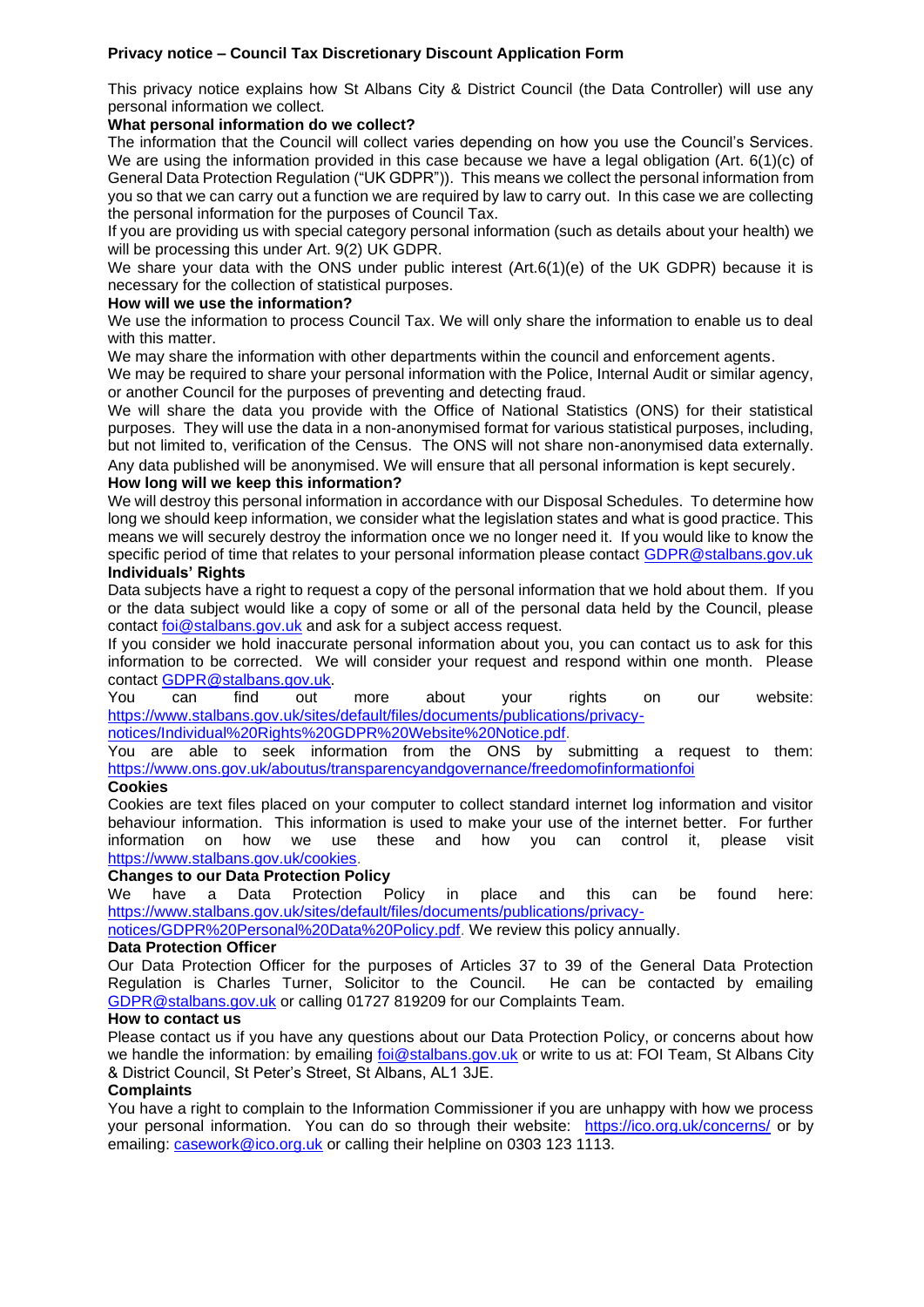### Privacy notice – Council Tax Discretionary Discount Application Form

This privacy notice explains how St Albans City & District Council (the Data Controller) will use any personal information we collect.

**What personal information do we collect?**

The information that the Council will collect varies depending on how you use the Council's Services. We are using the information provided in this case because we have a legal obligation (Art. 6(1)(c) of General Data Protection Regulation ("UK GDPR")). This means we collect the personal information from you so that we can carry out a function we are required by law to carry out. In this case we are collecting the personal information for the purposes of Council Tax.

If you are providing us with special category personal information (such as details about your health) we will be processing this under Art. 9(2) UK GDPR.

We share your data with the ONS under public interest (Art.6(1)(e) of the UK GDPR) because it is necessary for the collection of statistical purposes.

**How will we use the information?**

We use the information to process Council Tax. We will only share the information to enable us to deal with this matter.

We may share the information with other departments within the council and enforcement agents.

We may be required to share your personal information with the Police, Internal Audit or similar agency, or another Council for the purposes of preventing and detecting fraud.

We will share the data you provide with the Office of National Statistics (ONS) for their statistical purposes. They will use the data in a non-anonymised format for various statistical purposes, including, but not limited to, verification of the Census. The ONS will not share non-anonymised data externally. Any data published will be anonymised. We will ensure that all personal information is kept securely.

**How long will we keep this information?**

We will destroy this personal information in accordance with our Disposal Schedules. To determine how long we should keep information, we consider what the legislation states and what is good practice. This means we will securely destroy the information once we no longer need it. If you would like to know the specific period of time that relates to your personal information please contact GDPR@stalbans.gov.uk

**Individuals' Rights**

Data subjects have a right to request a copy of the personal information that we hold about them. If you or the data subject would like a copy of some or all of the personal data held by the Council, please contact foi@stalbans.gov.uk and ask for a subject access request.

If you consider we hold inaccurate personal information about you, you can contact us to ask for this information to be corrected. We will consider your request and respond within one month. Please contact GDPR@stalbans.gov.uk.

You can find out more about your rights on our website: https://www.stalbans.gov.uk/sites/default/files/documents/publications/privacy-notices/Individual%20Rights%20GDPR%20Website%20Notice.pdf.

You are able to seek information from the ONS by submitting a request to them: https://www.ons.gov.uk/aboutus/transparencyandgovernance/freedomofinformationfoi

**Cookies**

Cookies are text files placed on your computer to collect standard internet log information and visitor behaviour information. This information is used to make your use of the internet better. For further information on how we use these and how you can control it, please visit https://www.stalbans.gov.uk/cookies.

**Changes to our Data Protection Policy**

We have a Data Protection Policy in place and this can be found here: https://www.stalbans.gov.uk/sites/default/files/documents/publications/privacy-notices/GDPR%20Personal%20Data%20Policy.pdf. We review this policy annually.

**Data Protection Officer**

Our Data Protection Officer for the purposes of Articles 37 to 39 of the General Data Protection Regulation is Charles Turner, Solicitor to the Council. He can be contacted by emailing GDPR@stalbans.gov.uk or calling 01727 819209 for our Complaints Team.

**How to contact us**

Please contact us if you have any questions about our Data Protection Policy, or concerns about how we handle the information: by emailing foi@stalbans.gov.uk or write to us at: FOI Team, St Albans City & District Council, St Peter's Street, St Albans, AL1 3JE.

**Complaints**

You have a right to complain to the Information Commissioner if you are unhappy with how we process your personal information. You can do so through their website: https://ico.org.uk/concerns/ or by emailing: casework@ico.org.uk or calling their helpline on 0303 123 1113.